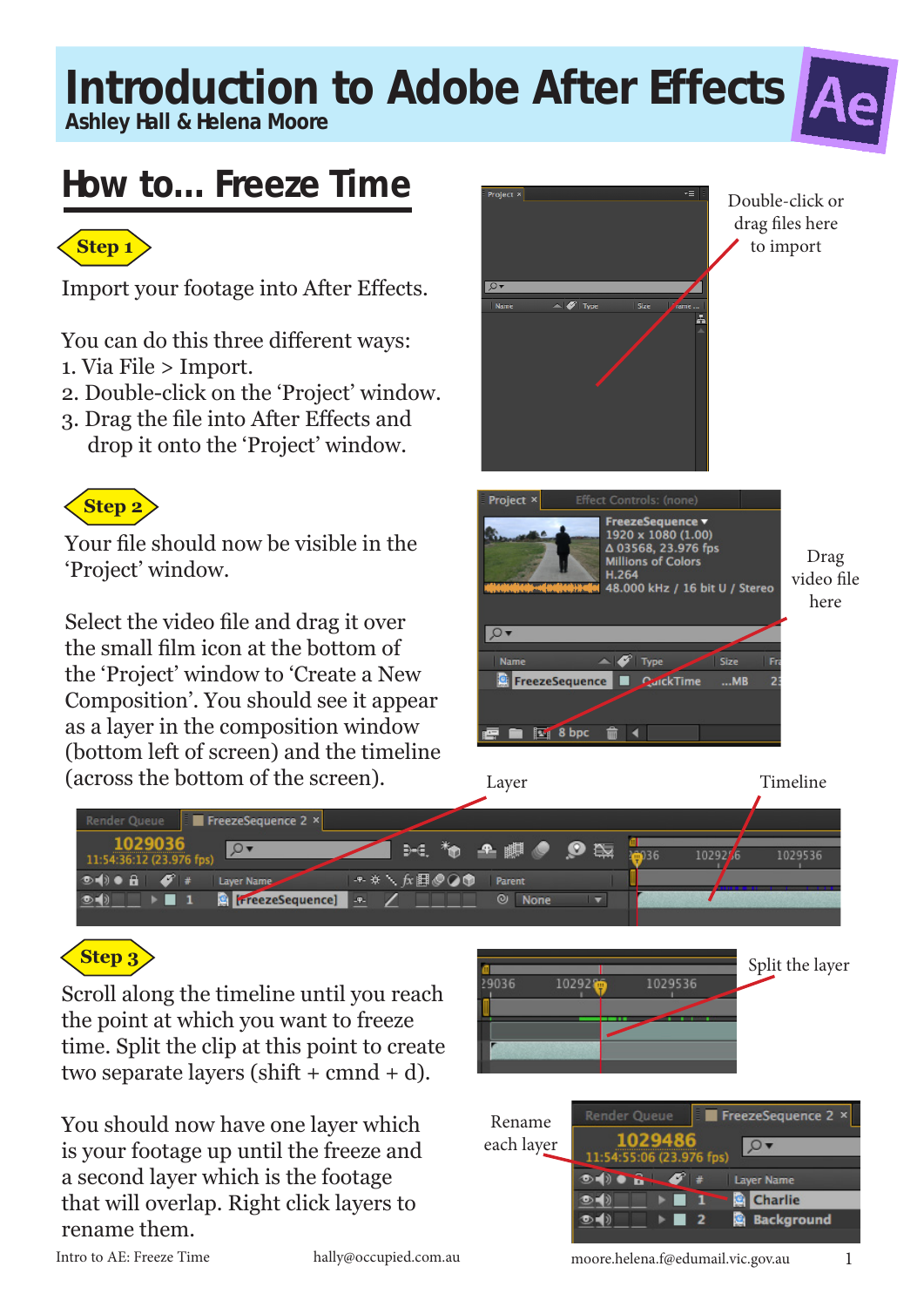# Introduction to Adobe After Effects

**Ashley Hall & Helena Moore**

## How to... Freeze Time

**Step 1**

Import your footage into After Effects.

You can do this three different ways:
1. Via File > Import.
2. Double-click on the 'Project' window.
3. Drag the file into After Effects and drop it onto the 'Project' window.

Double-click or drag files here to import

**Step 2**

Your file should now be visible in the 'Project' window.

Select the video file and drag it over the small film icon at the bottom of the 'Project' window to 'Create a New Composition'. You should see it appear as a layer in the composition window (bottom left of screen) and the timeline (across the bottom of the screen).

Drag video file here

Layer

Timeline

**Step 3**

Scroll along the timeline until you reach the point at which you want to freeze time. Split the clip at this point to create two separate layers (shift + cmnd + d).

Split the layer

You should now have one layer which is your footage up until the freeze and a second layer which is the footage that will overlap. Right click layers to rename them.

Rename each layer

Intro to AE: Freeze Time hally@occupied.com.au moore.helena.f@edumail.vic.gov.au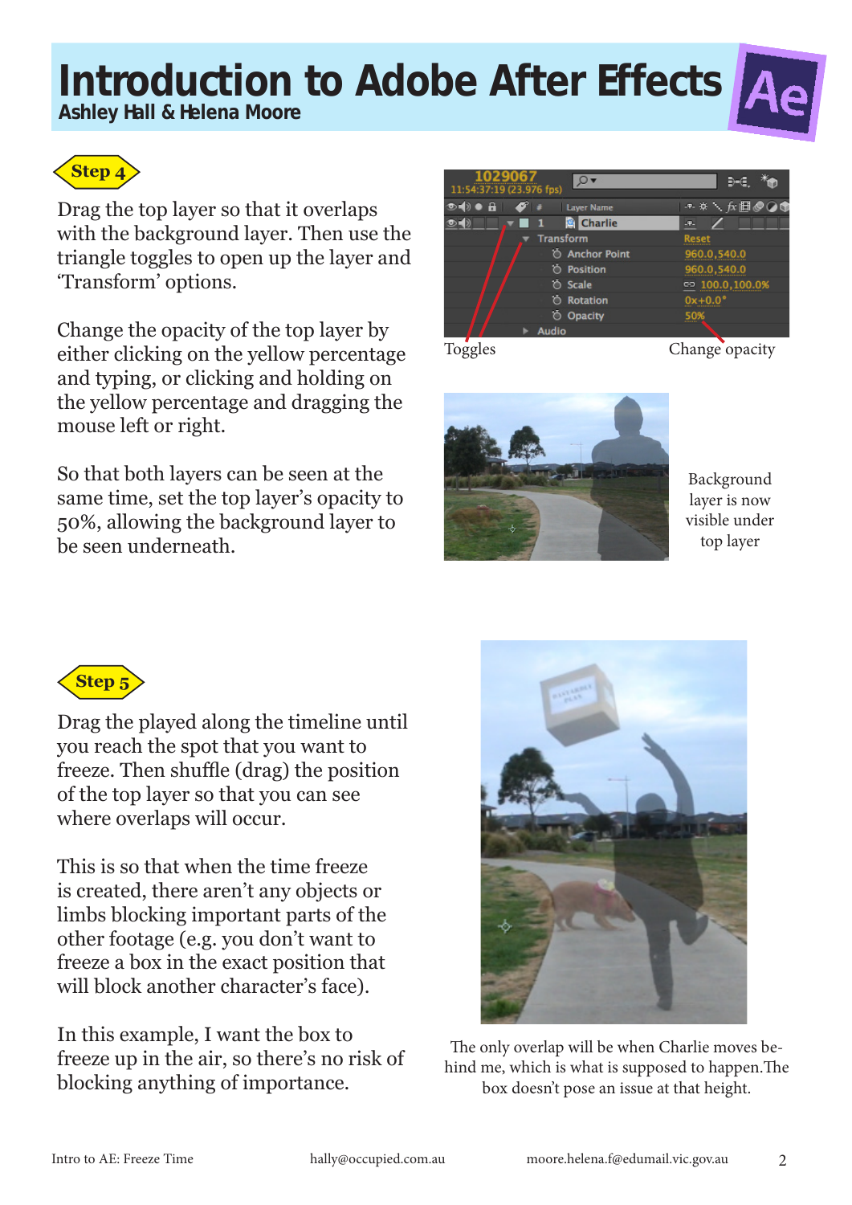# Introduction to Adobe After Effects

**Ashley Hall & Helena Moore**

**Step 4**

Drag the top layer so that it overlaps with the background layer. Then use the triangle toggles to open up the layer and 'Transform' options.

Change the opacity of the top layer by either clicking on the yellow percentage and typing, or clicking and holding on the yellow percentage and dragging the mouse left or right.

So that both layers can be seen at the same time, set the top layer's opacity to 50%, allowing the background layer to be seen underneath.

Toggles

Change opacity

Background layer is now visible under top layer

**Step 5**

Drag the played along the timeline until you reach the spot that you want to freeze. Then shuffle (drag) the position of the top layer so that you can see where overlaps will occur.

This is so that when the time freeze is created, there aren't any objects or limbs blocking important parts of the other footage (e.g. you don't want to freeze a box in the exact position that will block another character's face).

In this example, I want the box to freeze up in the air, so there's no risk of blocking anything of importance.

The only overlap will be when Charlie moves behind me, which is what is supposed to happen.The box doesn't pose an issue at that height.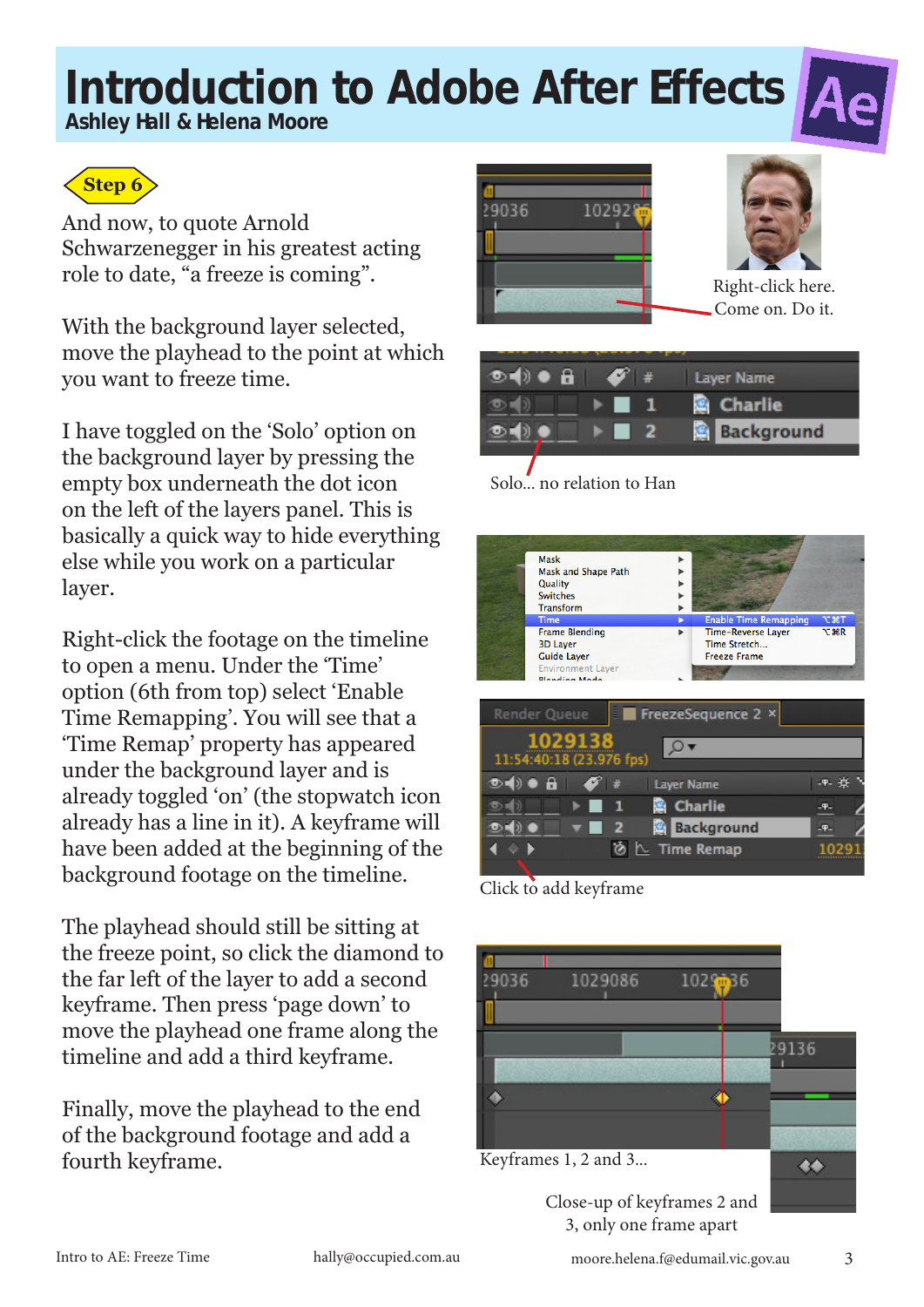# Introduction to Adobe After Effects

**Ashley Hall & Helena Moore**

**Step 6**

And now, to quote Arnold Schwarzenegger in his greatest acting role to date, “a freeze is coming”.

With the background layer selected, move the playhead to the point at which you want to freeze time.

I have toggled on the ‘Solo’ option on the background layer by pressing the empty box underneath the dot icon on the left of the layers panel. This is basically a quick way to hide everything else while you work on a particular layer.

Right-click the footage on the timeline to open a menu. Under the ‘Time’ option (6th from top) select ‘Enable Time Remapping’. You will see that a ‘Time Remap’ property has appeared under the background layer and is already toggled ‘on’ (the stopwatch icon already has a line in it). A keyframe will have been added at the beginning of the background footage on the timeline.

The playhead should still be sitting at the freeze point, so click the diamond to the far left of the layer to add a second keyframe. Then press ‘page down’ to move the playhead one frame along the timeline and add a third keyframe.

Finally, move the playhead to the end of the background footage and add a fourth keyframe.

Right-click here. Come on. Do it.

Solo... no relation to Han

Click to add keyframe

Keyframes 1, 2 and 3...

Close-up of keyframes 2 and 3, only one frame apart

Intro to AE: Freeze Time — hally@occupied.com.au — moore.helena.f@edumail.vic.gov.au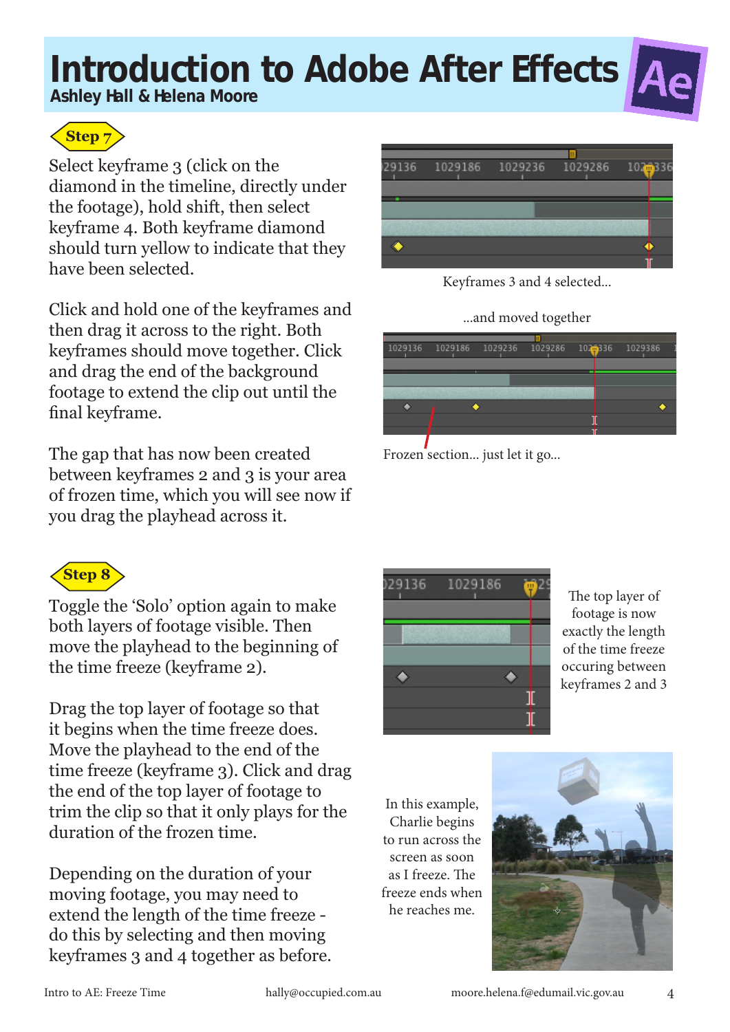# Introduction to Adobe After Effects

**Ashley Hall & Helena Moore**

## Step 7

Select keyframe 3 (click on the diamond in the timeline, directly under the footage), hold shift, then select keyframe 4. Both keyframe diamond should turn yellow to indicate that they have been selected.

Keyframes 3 and 4 selected...

Click and hold one of the keyframes and then drag it across to the right. Both keyframes should move together. Click and drag the end of the background footage to extend the clip out until the final keyframe.

...and moved together

The gap that has now been created between keyframes 2 and 3 is your area of frozen time, which you will see now if you drag the playhead across it.

Frozen section... just let it go...

## Step 8

Toggle the 'Solo' option again to make both layers of footage visible. Then move the playhead to the beginning of the time freeze (keyframe 2).

The top layer of footage is now exactly the length of the time freeze occuring between keyframes 2 and 3

Drag the top layer of footage so that it begins when the time freeze does. Move the playhead to the end of the time freeze (keyframe 3). Click and drag the end of the top layer of footage to trim the clip so that it only plays for the duration of the frozen time.

Depending on the duration of your moving footage, you may need to extend the length of the time freeze - do this by selecting and then moving keyframes 3 and 4 together as before.

In this example, Charlie begins to run across the screen as soon as I freeze. The freeze ends when he reaches me.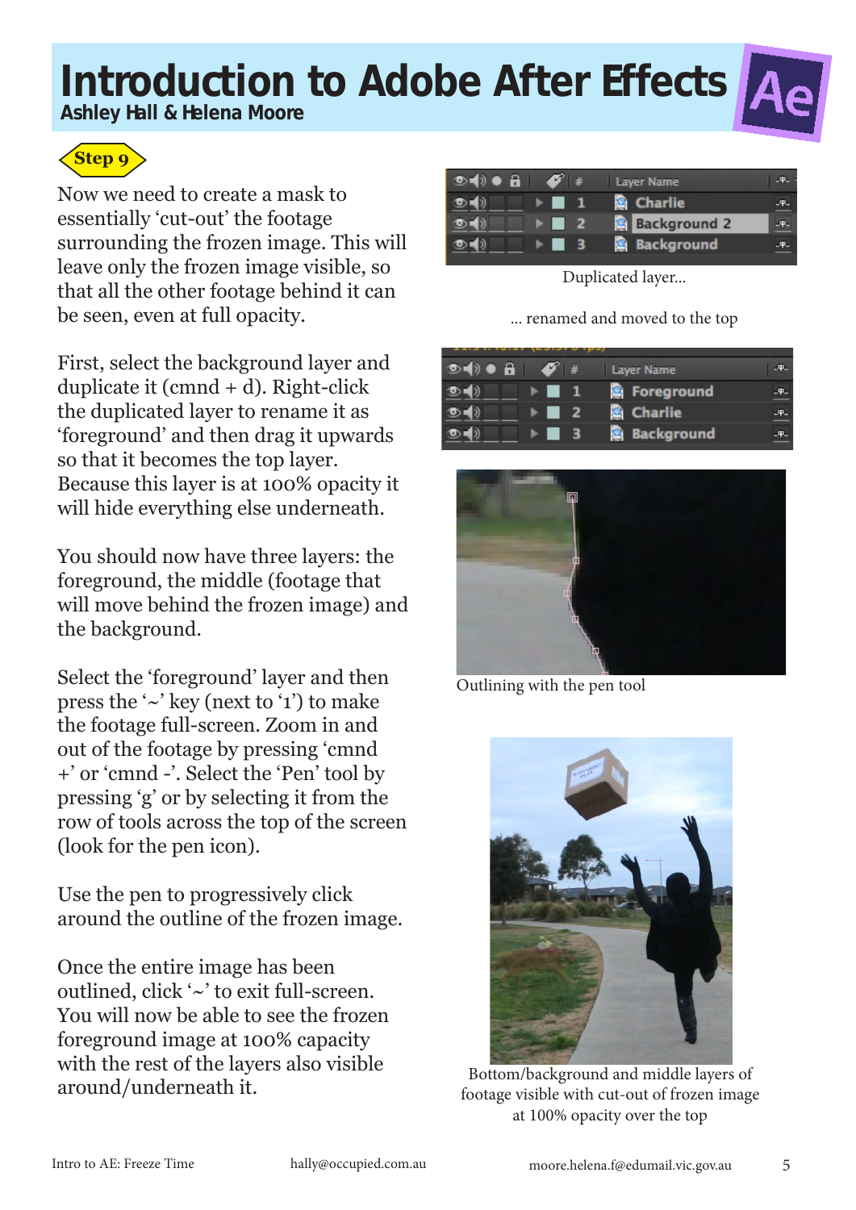# Introduction to Adobe After Effects

**Ashley Hall & Helena Moore**

## Step 9

Now we need to create a mask to essentially 'cut-out' the footage surrounding the frozen image. This will leave only the frozen image visible, so that all the other footage behind it can be seen, even at full opacity.

First, select the background layer and duplicate it (cmnd + d). Right-click the duplicated layer to rename it as 'foreground' and then drag it upwards so that it becomes the top layer. Because this layer is at 100% opacity it will hide everything else underneath.

You should now have three layers: the foreground, the middle (footage that will move behind the frozen image) and the background.

Select the 'foreground' layer and then press the '~' key (next to '1') to make the footage full-screen. Zoom in and out of the footage by pressing 'cmnd +' or 'cmnd -'. Select the 'Pen' tool by pressing 'g' or by selecting it from the row of tools across the top of the screen (look for the pen icon).

Use the pen to progressively click around the outline of the frozen image.

Once the entire image has been outlined, click '~' to exit full-screen. You will now be able to see the frozen foreground image at 100% capacity with the rest of the layers also visible around/underneath it.

| # | Layer Name |
|---|---|
| 1 | Charlie |
| 2 | Background 2 |
| 3 | Background |

Duplicated layer...

... renamed and moved to the top

| # | Layer Name |
|---|---|
| 1 | Foreground |
| 2 | Charlie |
| 3 | Background |

Outlining with the pen tool

Bottom/background and middle layers of footage visible with cut-out of frozen image at 100% opacity over the top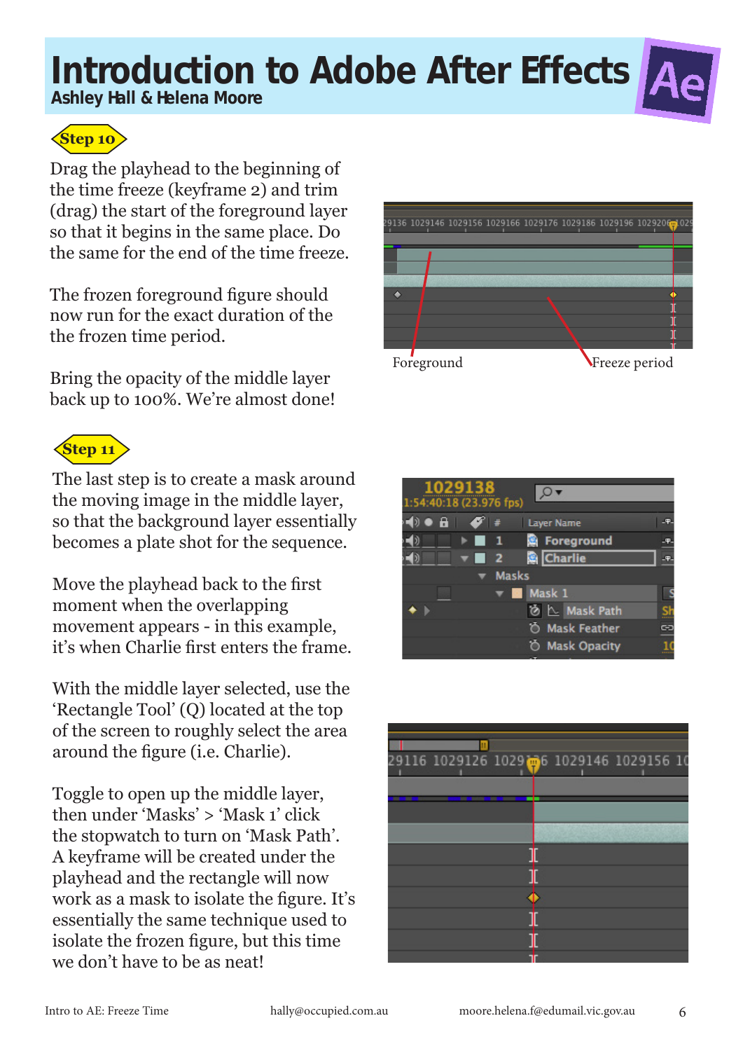# Introduction to Adobe After Effects

**Ashley Hall & Helena Moore**

## Step 10

Drag the playhead to the beginning of the time freeze (keyframe 2) and trim (drag) the start of the foreground layer so that it begins in the same place. Do the same for the end of the time freeze.

The frozen foreground figure should now run for the exact duration of the the frozen time period.

Bring the opacity of the middle layer back up to 100%. We're almost done!

Foreground

Freeze period

## Step 11

The last step is to create a mask around the moving image in the middle layer, so that the background layer essentially becomes a plate shot for the sequence.

Move the playhead back to the first moment when the overlapping movement appears - in this example, it's when Charlie first enters the frame.

With the middle layer selected, use the 'Rectangle Tool' (Q) located at the top of the screen to roughly select the area around the figure (i.e. Charlie).

Toggle to open up the middle layer, then under 'Masks' > 'Mask 1' click the stopwatch to turn on 'Mask Path'. A keyframe will be created under the playhead and the rectangle will now work as a mask to isolate the figure. It's essentially the same technique used to isolate the frozen figure, but this time we don't have to be as neat!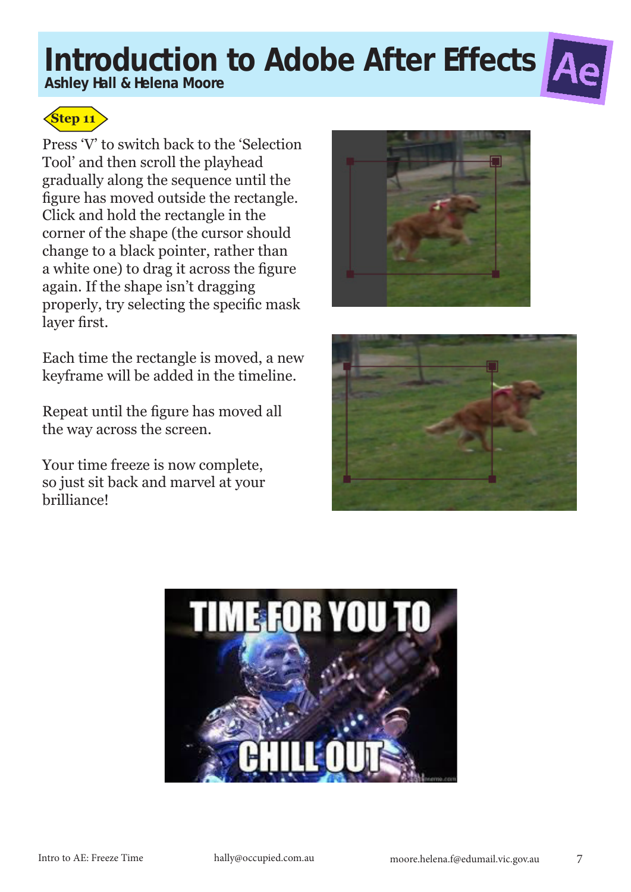# Introduction to Adobe After Effects

**Ashley Hall & Helena Moore**

**Step 11**

Press 'V' to switch back to the 'Selection Tool' and then scroll the playhead gradually along the sequence until the figure has moved outside the rectangle. Click and hold the rectangle in the corner of the shape (the cursor should change to a black pointer, rather than a white one) to drag it across the figure again. If the shape isn't dragging properly, try selecting the specific mask layer first.

Each time the rectangle is moved, a new keyframe will be added in the timeline.

Repeat until the figure has moved all the way across the screen.

Your time freeze is now complete, so just sit back and marvel at your brilliance!